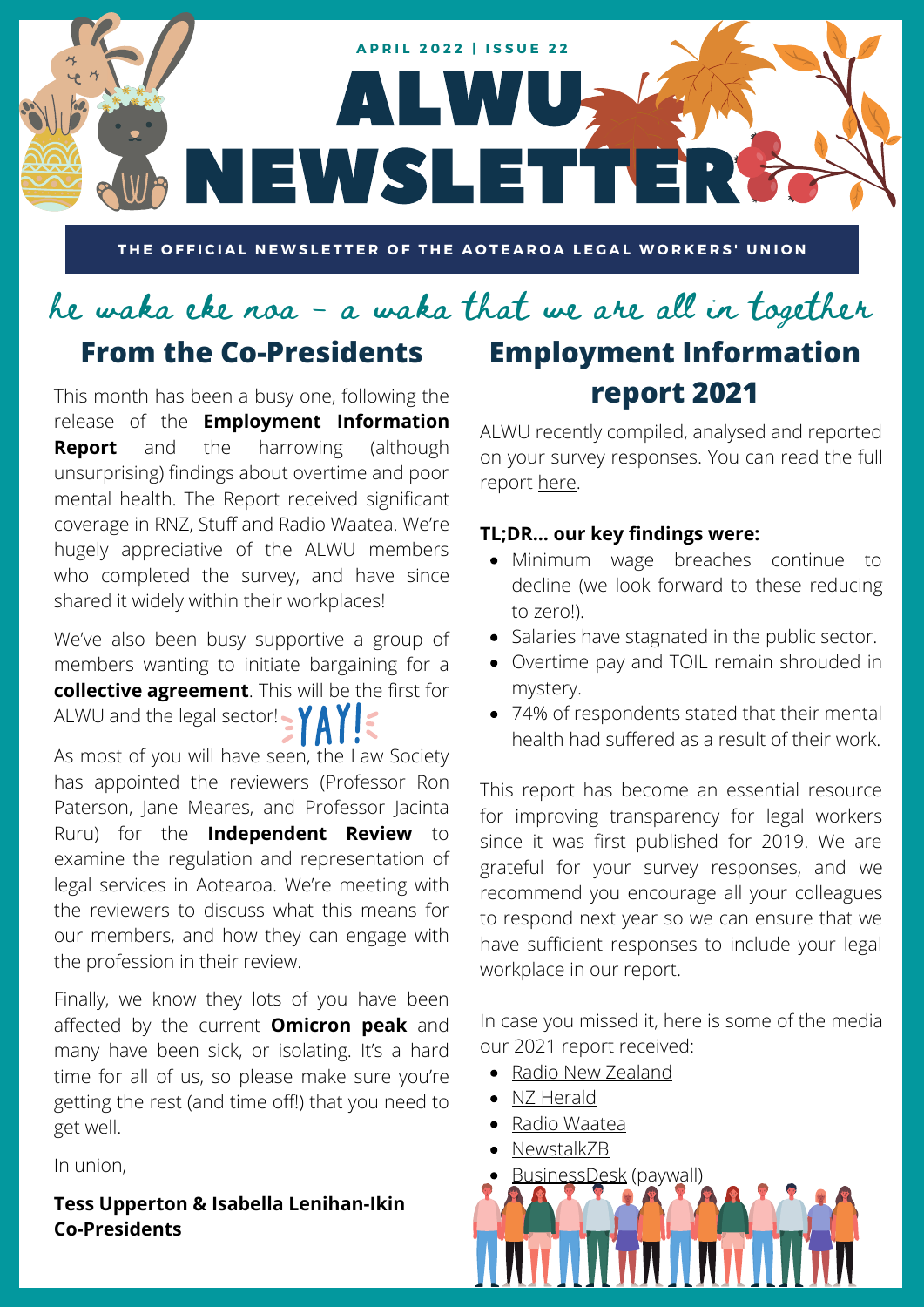APRIL 2022 | ISSUE 22

# ALWU NEWSLETTER

THE OFFICIAL NEWSLETTER OF THE AOTEAROA LEGAL WORKERS' UNION

*he waka eke noa - a waka that we are all in together*

## From the Co-Presidents

This month has been a busy one, following the release of the **Employment Information Report** and the harrowing (although unsurprising) findings about overtime and poor mental health. The Report received significant coverage in RNZ, Stuff and Radio Waatea. We're hugely appreciative of the ALWU members who completed the survey, and have since shared it widely within their workplaces!

We've also been busy supportive a group of members wanting to initiate bargaining for a **collective agreement**. This will be the first for ALWU and the legal sector! YAY!

As most of you will have seen, the Law Society has appointed the reviewers (Professor Ron Paterson, Jane Meares, and Professor Jacinta Ruru) for the **Independent Review** to examine the regulation and representation of legal services in Aotearoa. We're meeting with the reviewers to discuss what this means for our members, and how they can engage with the profession in their review.

Finally, we know they lots of you have been affected by the current **Omicron peak** and many have been sick, or isolating. It's a hard time for all of us, so please make sure you're getting the rest (and time off!) that you need to get well.

In union,

**Tess Upperton & Isabella Lenihan-Ikin**
**Co-Presidents**

## Employment Information report 2021

ALWU recently compiled, analysed and reported on your survey responses. You can read the full report here.

**TL;DR... our key findings were:**

- Minimum wage breaches continue to decline (we look forward to these reducing to zero!).
- Salaries have stagnated in the public sector.
- Overtime pay and TOIL remain shrouded in mystery.
- 74% of respondents stated that their mental health had suffered as a result of their work.

This report has become an essential resource for improving transparency for legal workers since it was first published for 2019. We are grateful for your survey responses, and we recommend you encourage all your colleagues to respond next year so we can ensure that we have sufficient responses to include your legal workplace in our report.

In case you missed it, here is some of the media our 2021 report received:

- Radio New Zealand
- NZ Herald
- Radio Waatea
- NewstalkZB
- BusinessDesk (paywall)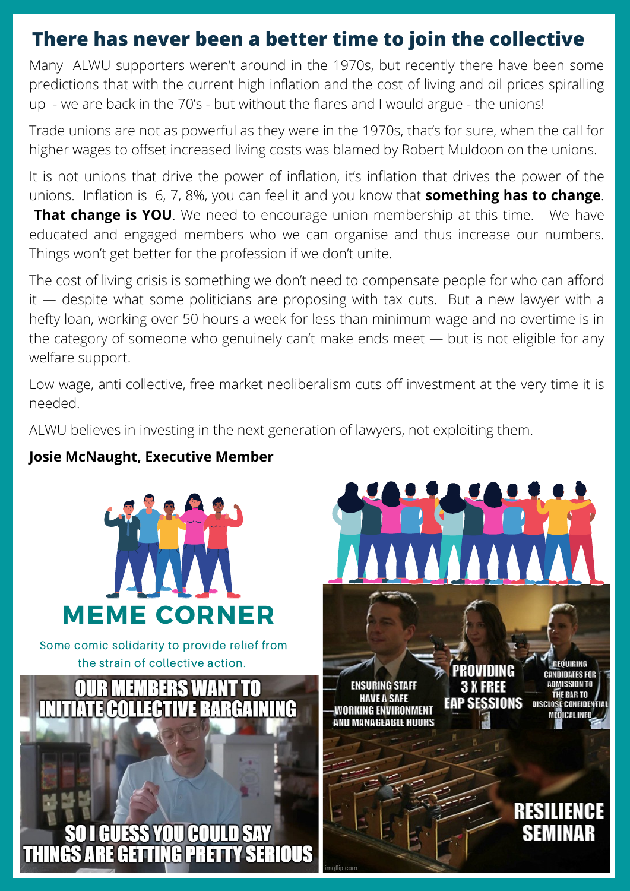## There has never been a better time to join the collective

Many ALWU supporters weren't around in the 1970s, but recently there have been some predictions that with the current high inflation and the cost of living and oil prices spiralling up - we are back in the 70's - but without the flares and I would argue - the unions!

Trade unions are not as powerful as they were in the 1970s, that's for sure, when the call for higher wages to offset increased living costs was blamed by Robert Muldoon on the unions.

It is not unions that drive the power of inflation, it's inflation that drives the power of the unions. Inflation is 6, 7, 8%, you can feel it and you know that **something has to change**. **That change is YOU**. We need to encourage union membership at this time. We have educated and engaged members who we can organise and thus increase our numbers. Things won't get better for the profession if we don't unite.

The cost of living crisis is something we don't need to compensate people for who can afford it — despite what some politicians are proposing with tax cuts. But a new lawyer with a hefty loan, working over 50 hours a week for less than minimum wage and no overtime is in the category of someone who genuinely can't make ends meet — but is not eligible for any welfare support.

Low wage, anti collective, free market neoliberalism cuts off investment at the very time it is needed.

ALWU believes in investing in the next generation of lawyers, not exploiting them.

**Josie McNaught, Executive Member**

## MEME CORNER

Some comic solidarity to provide relief from the strain of collective action.

OUR MEMBERS WANT TO INITIATE COLLECTIVE BARGAINING

SO I GUESS YOU COULD SAY THINGS ARE GETTING PRETTY SERIOUS

ENSURING STAFF HAVE A SAFE WORKING ENVIRONMENT AND MANAGEABLE HOURS

PROVIDING 3 X FREE EAP SESSIONS

REQUIRING CANDIDATES FOR ADMISSION TO THE BAR TO DISCLOSE CONFIDENTIAL MEDICAL INFO

RESILIENCE SEMINAR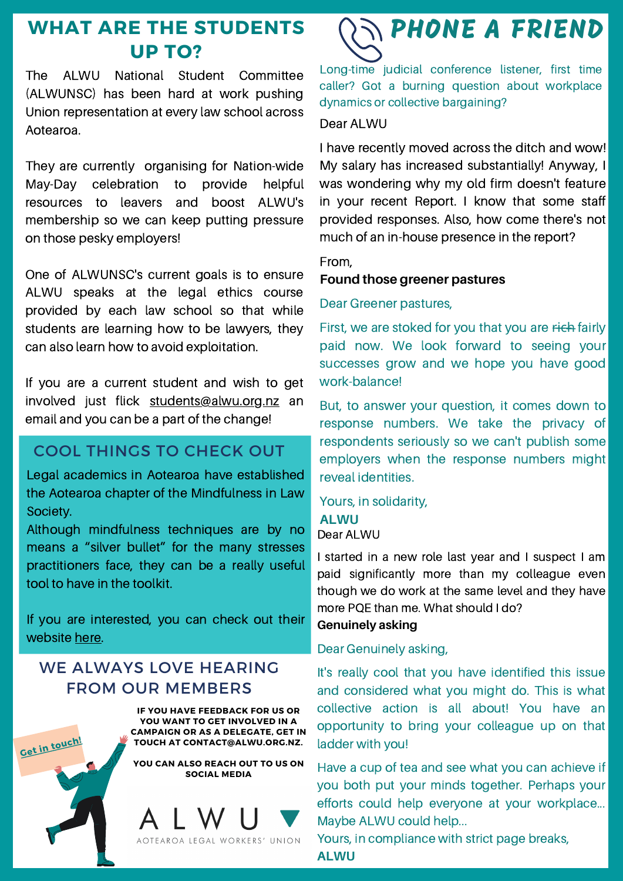## WHAT ARE THE STUDENTS UP TO?

The ALWU National Student Committee (ALWUNSC) has been hard at work pushing Union representation at every law school across Aotearoa.

They are currently organising for Nation-wide May-Day celebration to provide helpful resources to leavers and boost ALWU's membership so we can keep putting pressure on those pesky employers!

One of ALWUNSC's current goals is to ensure ALWU speaks at the legal ethics course provided by each law school so that while students are learning how to be lawyers, they can also learn how to avoid exploitation.

If you are a current student and wish to get involved just flick students@alwu.org.nz an email and you can be a part of the change!

## COOL THINGS TO CHECK OUT

Legal academics in Aotearoa have established the Aotearoa chapter of the Mindfulness in Law Society.

Although mindfulness techniques are by no means a "silver bullet" for the many stresses practitioners face, they can be a really useful tool to have in the toolkit.

If you are interested, you can check out their website here.

## WE ALWAYS LOVE HEARING FROM OUR MEMBERS

Get in touch!

**IF YOU HAVE FEEDBACK FOR US OR YOU WANT TO GET INVOLVED IN A CAMPAIGN OR AS A DELEGATE, GET IN TOUCH AT CONTACT@ALWU.ORG.NZ.**

**YOU CAN ALSO REACH OUT TO US ON SOCIAL MEDIA**

ALWU

AOTEAROA LEGAL WORKERS' UNION

## PHONE A FRIEND

Long-time judicial conference listener, first time caller? Got a burning question about workplace dynamics or collective bargaining?

Dear ALWU

I have recently moved across the ditch and wow! My salary has increased substantially! Anyway, I was wondering why my old firm doesn't feature in your recent Report. I know that some staff provided responses. Also, how come there's not much of an in-house presence in the report?

From,

**Found those greener pastures**

Dear Greener pastures,

First, we are stoked for you that you are ~~rich~~ fairly paid now. We look forward to seeing your successes grow and we hope you have good work-balance!

But, to answer your question, it comes down to response numbers. We take the privacy of respondents seriously so we can't publish some employers when the response numbers might reveal identities.

Yours, in solidarity,

**ALWU**

Dear ALWU

I started in a new role last year and I suspect I am paid significantly more than my colleague even though we do work at the same level and they have more PQE than me. What should I do?

**Genuinely asking**

Dear Genuinely asking,

It's really cool that you have identified this issue and considered what you might do. This is what collective action is all about! You have an opportunity to bring your colleague up on that ladder with you!

Have a cup of tea and see what you can achieve if you both put your minds together. Perhaps your efforts could help everyone at your workplace... Maybe ALWU could help...

Yours, in compliance with strict page breaks,

**ALWU**